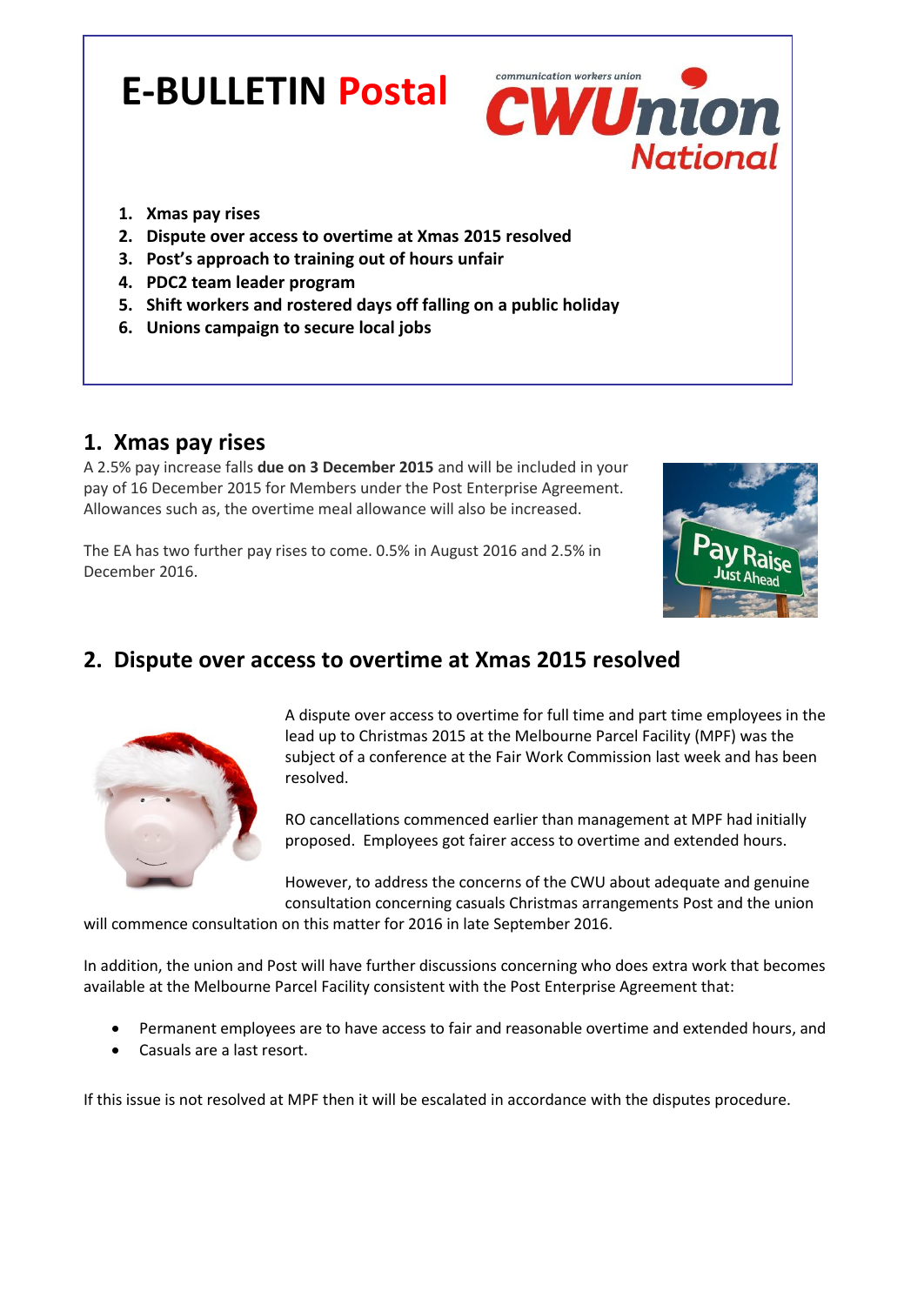# E-BULLETIN Postal

communication workers union **CWUnion National**

1. **Xmas pay rises**
2. **Dispute over access to overtime at Xmas 2015 resolved**
3. **Post's approach to training out of hours unfair**
4. **PDC2 team leader program**
5. **Shift workers and rostered days off falling on a public holiday**
6. **Unions campaign to secure local jobs**

## 1. Xmas pay rises

A 2.5% pay increase falls **due on 3 December 2015** and will be included in your pay of 16 December 2015 for Members under the Post Enterprise Agreement. Allowances such as, the overtime meal allowance will also be increased.

The EA has two further pay rises to come. 0.5% in August 2016 and 2.5% in December 2016.

## 2. Dispute over access to overtime at Xmas 2015 resolved

A dispute over access to overtime for full time and part time employees in the lead up to Christmas 2015 at the Melbourne Parcel Facility (MPF) was the subject of a conference at the Fair Work Commission last week and has been resolved.

RO cancellations commenced earlier than management at MPF had initially proposed. Employees got fairer access to overtime and extended hours.

However, to address the concerns of the CWU about adequate and genuine consultation concerning casuals Christmas arrangements Post and the union will commence consultation on this matter for 2016 in late September 2016.

In addition, the union and Post will have further discussions concerning who does extra work that becomes available at the Melbourne Parcel Facility consistent with the Post Enterprise Agreement that:

- Permanent employees are to have access to fair and reasonable overtime and extended hours, and
- Casuals are a last resort.

If this issue is not resolved at MPF then it will be escalated in accordance with the disputes procedure.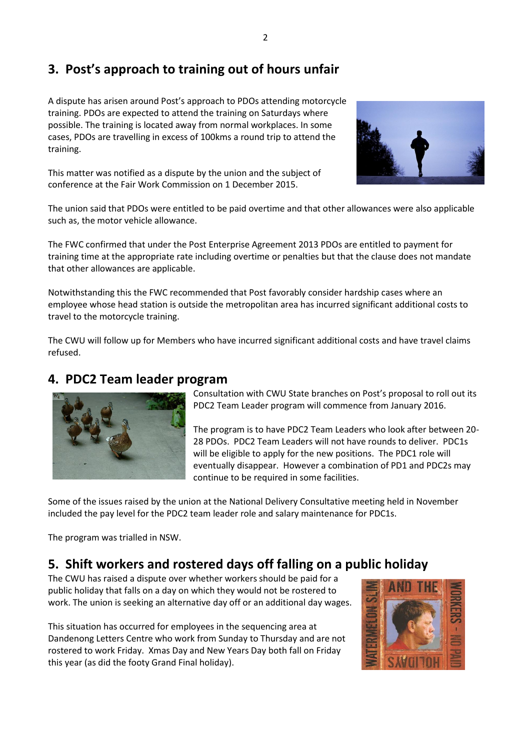## 3. Post's approach to training out of hours unfair

A dispute has arisen around Post's approach to PDOs attending motorcycle training. PDOs are expected to attend the training on Saturdays where possible. The training is located away from normal workplaces. In some cases, PDOs are travelling in excess of 100kms a round trip to attend the training.

This matter was notified as a dispute by the union and the subject of conference at the Fair Work Commission on 1 December 2015.

The union said that PDOs were entitled to be paid overtime and that other allowances were also applicable such as, the motor vehicle allowance.

The FWC confirmed that under the Post Enterprise Agreement 2013 PDOs are entitled to payment for training time at the appropriate rate including overtime or penalties but that the clause does not mandate that other allowances are applicable.

Notwithstanding this the FWC recommended that Post favorably consider hardship cases where an employee whose head station is outside the metropolitan area has incurred significant additional costs to travel to the motorcycle training.

The CWU will follow up for Members who have incurred significant additional costs and have travel claims refused.

## 4. PDC2 Team leader program

Consultation with CWU State branches on Post's proposal to roll out its PDC2 Team Leader program will commence from January 2016.

The program is to have PDC2 Team Leaders who look after between 20-28 PDOs. PDC2 Team Leaders will not have rounds to deliver. PDC1s will be eligible to apply for the new positions. The PDC1 role will eventually disappear. However a combination of PD1 and PDC2s may continue to be required in some facilities.

Some of the issues raised by the union at the National Delivery Consultative meeting held in November included the pay level for the PDC2 team leader role and salary maintenance for PDC1s.

The program was trialled in NSW.

## 5. Shift workers and rostered days off falling on a public holiday

The CWU has raised a dispute over whether workers should be paid for a public holiday that falls on a day on which they would not be rostered to work. The union is seeking an alternative day off or an additional day wages.

This situation has occurred for employees in the sequencing area at Dandenong Letters Centre who work from Sunday to Thursday and are not rostered to work Friday. Xmas Day and New Years Day both fall on Friday this year (as did the footy Grand Final holiday).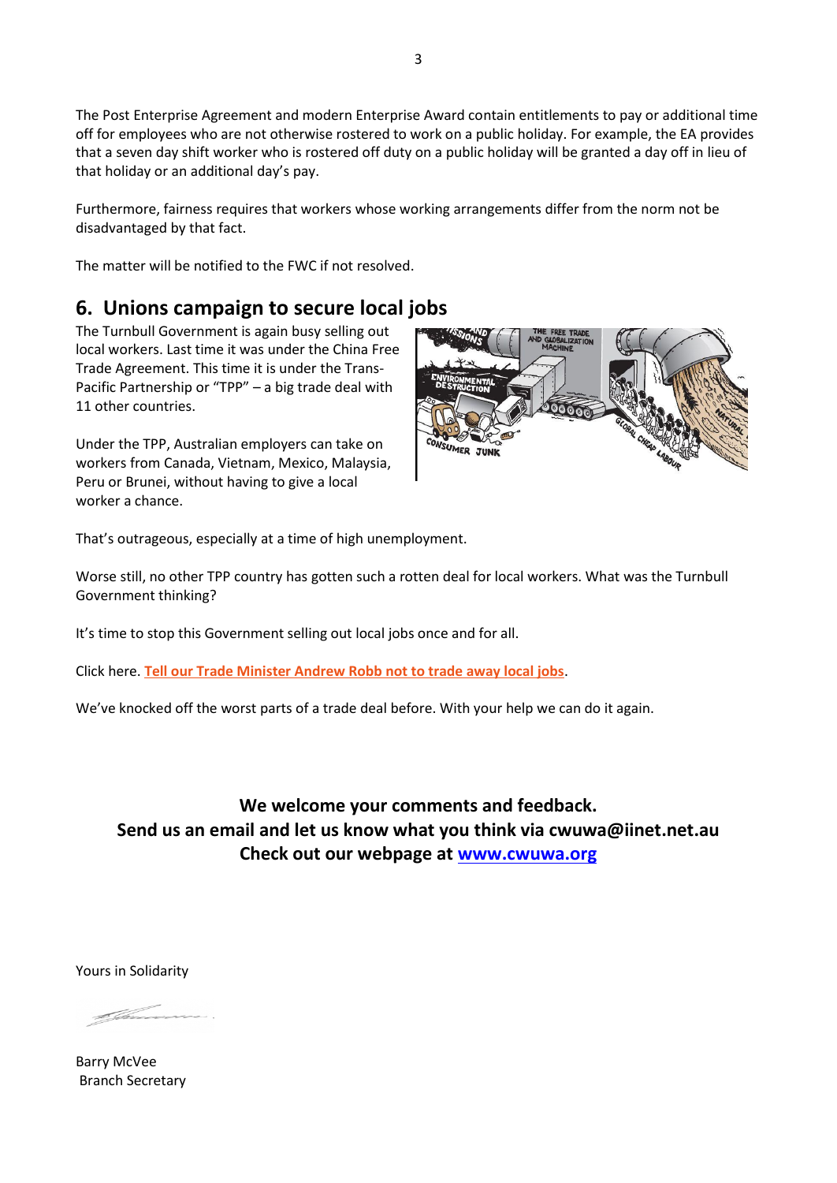The Post Enterprise Agreement and modern Enterprise Award contain entitlements to pay or additional time off for employees who are not otherwise rostered to work on a public holiday. For example, the EA provides that a seven day shift worker who is rostered off duty on a public holiday will be granted a day off in lieu of that holiday or an additional day's pay.

Furthermore, fairness requires that workers whose working arrangements differ from the norm not be disadvantaged by that fact.

The matter will be notified to the FWC if not resolved.

## 6. Unions campaign to secure local jobs

The Turnbull Government is again busy selling out local workers. Last time it was under the China Free Trade Agreement. This time it is under the Trans-Pacific Partnership or "TPP" – a big trade deal with 11 other countries.

Under the TPP, Australian employers can take on workers from Canada, Vietnam, Mexico, Malaysia, Peru or Brunei, without having to give a local worker a chance.

That's outrageous, especially at a time of high unemployment.

Worse still, no other TPP country has gotten such a rotten deal for local workers. What was the Turnbull Government thinking?

It's time to stop this Government selling out local jobs once and for all.

Click here. **Tell our Trade Minister Andrew Robb not to trade away local jobs**.

We've knocked off the worst parts of a trade deal before. With your help we can do it again.

**We welcome your comments and feedback.**
**Send us an email and let us know what you think via cwuwa@iinet.net.au**
**Check out our webpage at www.cwuwa.org**

Yours in Solidarity

Barry McVee
Branch Secretary